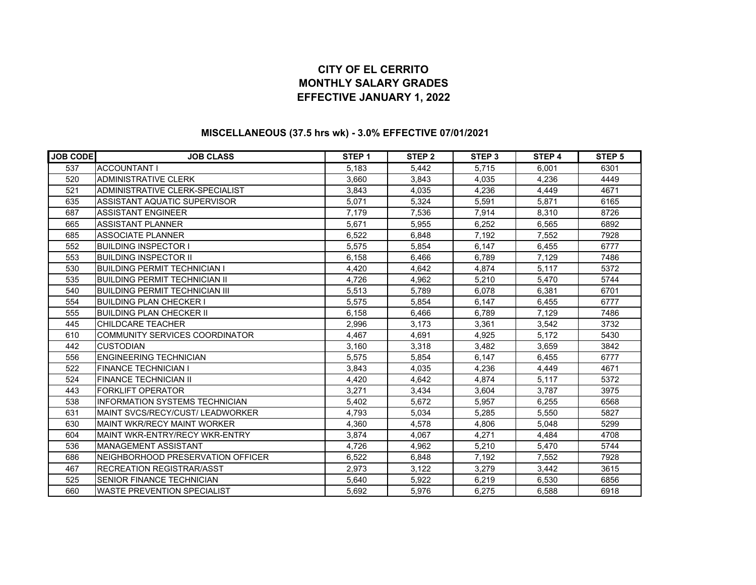# CITY OF EL CERRITO
# MONTHLY SALARY GRADES
# EFFECTIVE JANUARY 1, 2022

## MISCELLANEOUS (37.5 hrs wk) - 3.0% EFFECTIVE 07/01/2021

| JOB CODE | JOB CLASS | STEP 1 | STEP 2 | STEP 3 | STEP 4 | STEP 5 |
|---|---|---|---|---|---|---|
| 537 | ACCOUNTANT I | 5,183 | 5,442 | 5,715 | 6,001 | 6301 |
| 520 | ADMINISTRATIVE CLERK | 3,660 | 3,843 | 4,035 | 4,236 | 4449 |
| 521 | ADMINISTRATIVE CLERK-SPECIALIST | 3,843 | 4,035 | 4,236 | 4,449 | 4671 |
| 635 | ASSISTANT AQUATIC SUPERVISOR | 5,071 | 5,324 | 5,591 | 5,871 | 6165 |
| 687 | ASSISTANT ENGINEER | 7,179 | 7,536 | 7,914 | 8,310 | 8726 |
| 665 | ASSISTANT PLANNER | 5,671 | 5,955 | 6,252 | 6,565 | 6892 |
| 685 | ASSOCIATE PLANNER | 6,522 | 6,848 | 7,192 | 7,552 | 7928 |
| 552 | BUILDING INSPECTOR I | 5,575 | 5,854 | 6,147 | 6,455 | 6777 |
| 553 | BUILDING INSPECTOR II | 6,158 | 6,466 | 6,789 | 7,129 | 7486 |
| 530 | BUILDING PERMIT TECHNICIAN I | 4,420 | 4,642 | 4,874 | 5,117 | 5372 |
| 535 | BUILDING PERMIT TECHNICIAN II | 4,726 | 4,962 | 5,210 | 5,470 | 5744 |
| 540 | BUILDING PERMIT TECHNICIAN III | 5,513 | 5,789 | 6,078 | 6,381 | 6701 |
| 554 | BUILDING PLAN CHECKER I | 5,575 | 5,854 | 6,147 | 6,455 | 6777 |
| 555 | BUILDING PLAN CHECKER II | 6,158 | 6,466 | 6,789 | 7,129 | 7486 |
| 445 | CHILDCARE TEACHER | 2,996 | 3,173 | 3,361 | 3,542 | 3732 |
| 610 | COMMUNITY SERVICES COORDINATOR | 4,467 | 4,691 | 4,925 | 5,172 | 5430 |
| 442 | CUSTODIAN | 3,160 | 3,318 | 3,482 | 3,659 | 3842 |
| 556 | ENGINEERING TECHNICIAN | 5,575 | 5,854 | 6,147 | 6,455 | 6777 |
| 522 | FINANCE TECHNICIAN I | 3,843 | 4,035 | 4,236 | 4,449 | 4671 |
| 524 | FINANCE TECHNICIAN II | 4,420 | 4,642 | 4,874 | 5,117 | 5372 |
| 443 | FORKLIFT OPERATOR | 3,271 | 3,434 | 3,604 | 3,787 | 3975 |
| 538 | INFORMATION SYSTEMS TECHNICIAN | 5,402 | 5,672 | 5,957 | 6,255 | 6568 |
| 631 | MAINT SVCS/RECY/CUST/ LEADWORKER | 4,793 | 5,034 | 5,285 | 5,550 | 5827 |
| 630 | MAINT WKR/RECY MAINT WORKER | 4,360 | 4,578 | 4,806 | 5,048 | 5299 |
| 604 | MAINT WKR-ENTRY/RECY WKR-ENTRY | 3,874 | 4,067 | 4,271 | 4,484 | 4708 |
| 536 | MANAGEMENT ASSISTANT | 4,726 | 4,962 | 5,210 | 5,470 | 5744 |
| 686 | NEIGHBORHOOD PRESERVATION OFFICER | 6,522 | 6,848 | 7,192 | 7,552 | 7928 |
| 467 | RECREATION REGISTRAR/ASST | 2,973 | 3,122 | 3,279 | 3,442 | 3615 |
| 525 | SENIOR FINANCE TECHNICIAN | 5,640 | 5,922 | 6,219 | 6,530 | 6856 |
| 660 | WASTE PREVENTION SPECIALIST | 5,692 | 5,976 | 6,275 | 6,588 | 6918 |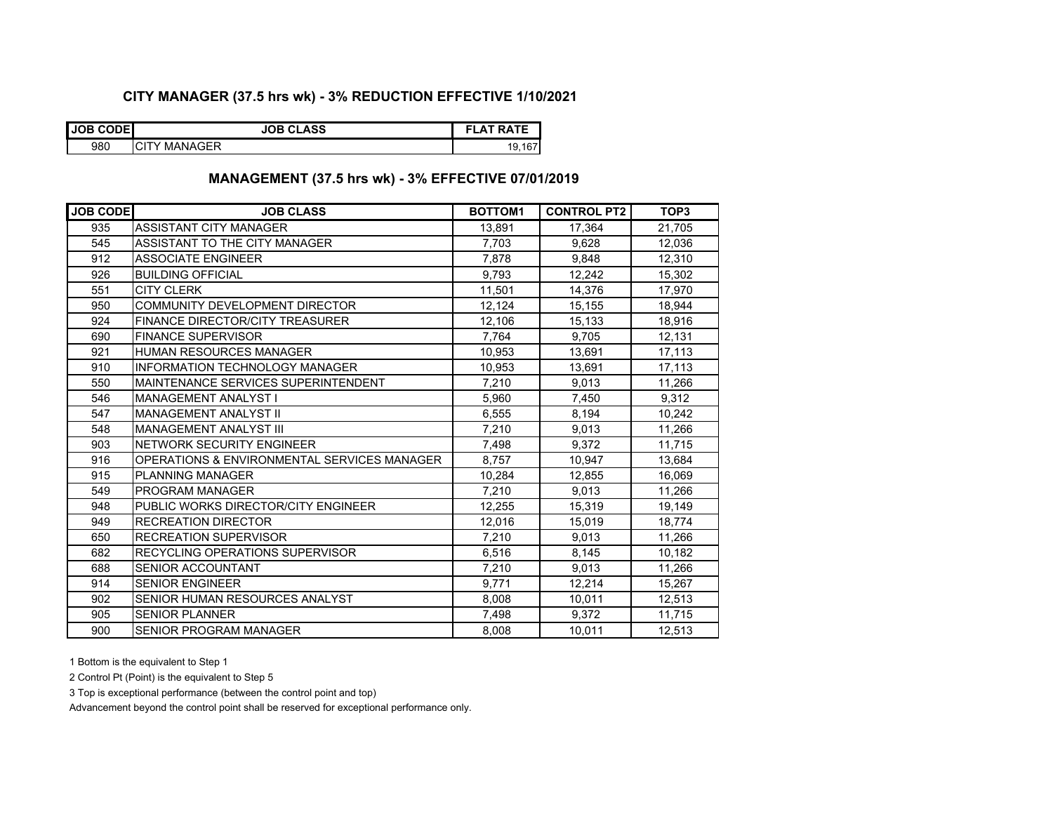## CITY MANAGER (37.5 hrs wk) - 3% REDUCTION EFFECTIVE 1/10/2021

| JOB CODE | JOB CLASS | FLAT RATE |
|---|---|---|
| 980 | CITY MANAGER | 19,167 |

## MANAGEMENT (37.5 hrs wk) - 3% EFFECTIVE 07/01/2019

| JOB CODE | JOB CLASS | BOTTOM1 | CONTROL PT2 | TOP3 |
|---|---|---|---|---|
| 935 | ASSISTANT CITY MANAGER | 13,891 | 17,364 | 21,705 |
| 545 | ASSISTANT TO THE CITY MANAGER | 7,703 | 9,628 | 12,036 |
| 912 | ASSOCIATE ENGINEER | 7,878 | 9,848 | 12,310 |
| 926 | BUILDING OFFICIAL | 9,793 | 12,242 | 15,302 |
| 551 | CITY CLERK | 11,501 | 14,376 | 17,970 |
| 950 | COMMUNITY DEVELOPMENT DIRECTOR | 12,124 | 15,155 | 18,944 |
| 924 | FINANCE DIRECTOR/CITY TREASURER | 12,106 | 15,133 | 18,916 |
| 690 | FINANCE SUPERVISOR | 7,764 | 9,705 | 12,131 |
| 921 | HUMAN RESOURCES MANAGER | 10,953 | 13,691 | 17,113 |
| 910 | INFORMATION TECHNOLOGY MANAGER | 10,953 | 13,691 | 17,113 |
| 550 | MAINTENANCE SERVICES SUPERINTENDENT | 7,210 | 9,013 | 11,266 |
| 546 | MANAGEMENT ANALYST I | 5,960 | 7,450 | 9,312 |
| 547 | MANAGEMENT ANALYST II | 6,555 | 8,194 | 10,242 |
| 548 | MANAGEMENT ANALYST III | 7,210 | 9,013 | 11,266 |
| 903 | NETWORK SECURITY ENGINEER | 7,498 | 9,372 | 11,715 |
| 916 | OPERATIONS & ENVIRONMENTAL SERVICES MANAGER | 8,757 | 10,947 | 13,684 |
| 915 | PLANNING MANAGER | 10,284 | 12,855 | 16,069 |
| 549 | PROGRAM MANAGER | 7,210 | 9,013 | 11,266 |
| 948 | PUBLIC WORKS DIRECTOR/CITY ENGINEER | 12,255 | 15,319 | 19,149 |
| 949 | RECREATION DIRECTOR | 12,016 | 15,019 | 18,774 |
| 650 | RECREATION SUPERVISOR | 7,210 | 9,013 | 11,266 |
| 682 | RECYCLING OPERATIONS SUPERVISOR | 6,516 | 8,145 | 10,182 |
| 688 | SENIOR ACCOUNTANT | 7,210 | 9,013 | 11,266 |
| 914 | SENIOR ENGINEER | 9,771 | 12,214 | 15,267 |
| 902 | SENIOR HUMAN RESOURCES ANALYST | 8,008 | 10,011 | 12,513 |
| 905 | SENIOR PLANNER | 7,498 | 9,372 | 11,715 |
| 900 | SENIOR PROGRAM MANAGER | 8,008 | 10,011 | 12,513 |

1 Bottom is the equivalent to Step 1

2 Control Pt (Point) is the equivalent to Step 5

3 Top is exceptional performance (between the control point and top)

Advancement beyond the control point shall be reserved for exceptional performance only.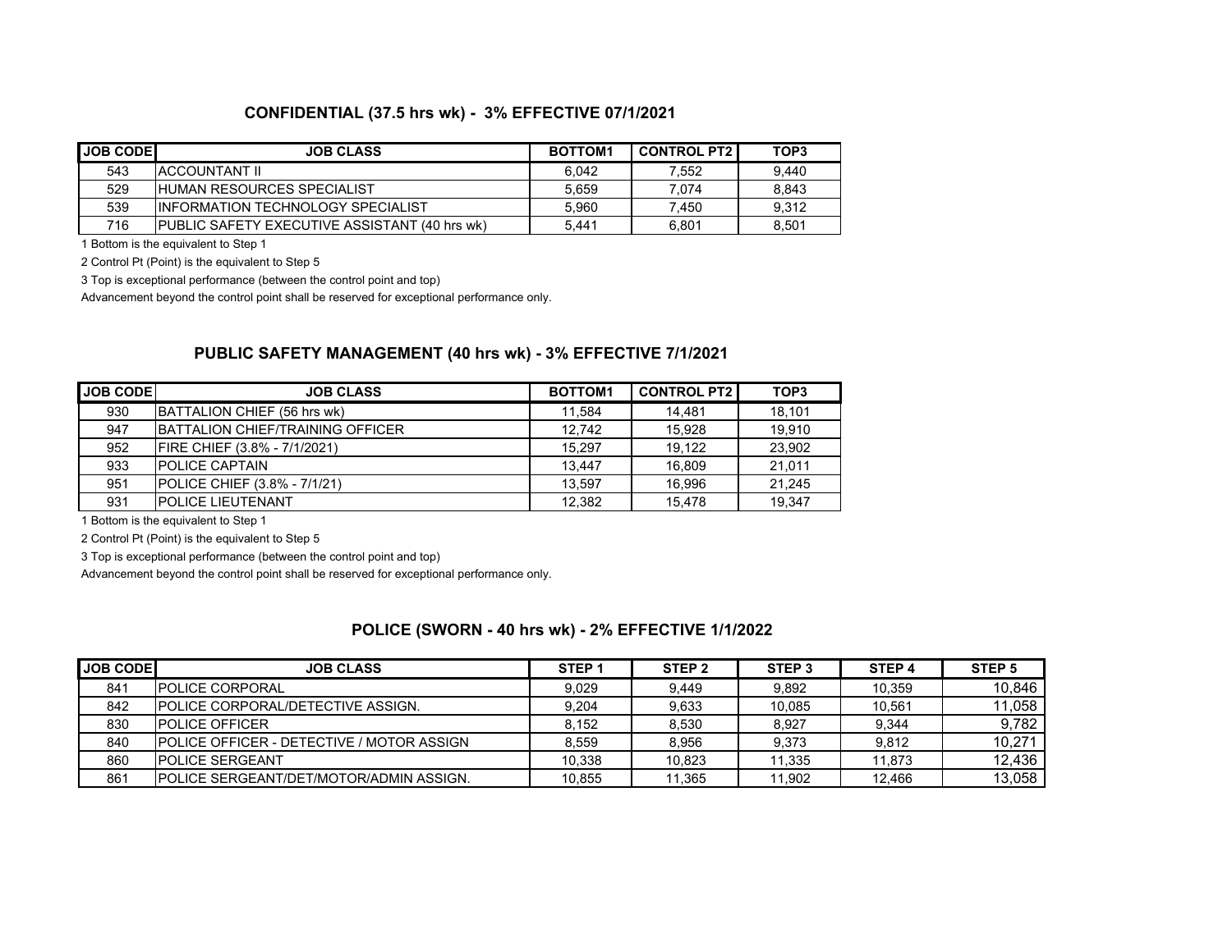### CONFIDENTIAL (37.5 hrs wk) - 3% EFFECTIVE 07/1/2021

| JOB CODE | JOB CLASS | BOTTOM1 | CONTROL PT2 | TOP3 |
|---|---|---|---|---|
| 543 | ACCOUNTANT II | 6,042 | 7,552 | 9,440 |
| 529 | HUMAN RESOURCES SPECIALIST | 5,659 | 7,074 | 8,843 |
| 539 | INFORMATION TECHNOLOGY SPECIALIST | 5,960 | 7,450 | 9,312 |
| 716 | PUBLIC SAFETY EXECUTIVE ASSISTANT (40 hrs wk) | 5,441 | 6,801 | 8,501 |

1 Bottom is the equivalent to Step 1

2 Control Pt (Point) is the equivalent to Step 5

3 Top is exceptional performance (between the control point and top)

Advancement beyond the control point shall be reserved for exceptional performance only.

### PUBLIC SAFETY MANAGEMENT (40 hrs wk) - 3% EFFECTIVE 7/1/2021

| JOB CODE | JOB CLASS | BOTTOM1 | CONTROL PT2 | TOP3 |
|---|---|---|---|---|
| 930 | BATTALION CHIEF (56 hrs wk) | 11,584 | 14,481 | 18,101 |
| 947 | BATTALION CHIEF/TRAINING OFFICER | 12,742 | 15,928 | 19,910 |
| 952 | FIRE CHIEF (3.8% - 7/1/2021) | 15,297 | 19,122 | 23,902 |
| 933 | POLICE CAPTAIN | 13,447 | 16,809 | 21,011 |
| 951 | POLICE CHIEF (3.8% - 7/1/21) | 13,597 | 16,996 | 21,245 |
| 931 | POLICE LIEUTENANT | 12,382 | 15,478 | 19,347 |

1 Bottom is the equivalent to Step 1

2 Control Pt (Point) is the equivalent to Step 5

3 Top is exceptional performance (between the control point and top)

Advancement beyond the control point shall be reserved for exceptional performance only.

### POLICE (SWORN - 40 hrs wk) - 2% EFFECTIVE 1/1/2022

| JOB CODE | JOB CLASS | STEP 1 | STEP 2 | STEP 3 | STEP 4 | STEP 5 |
|---|---|---|---|---|---|---|
| 841 | POLICE CORPORAL | 9,029 | 9,449 | 9,892 | 10,359 | 10,846 |
| 842 | POLICE CORPORAL/DETECTIVE ASSIGN. | 9,204 | 9,633 | 10,085 | 10,561 | 11,058 |
| 830 | POLICE OFFICER | 8,152 | 8,530 | 8,927 | 9,344 | 9,782 |
| 840 | POLICE OFFICER - DETECTIVE / MOTOR ASSIGN | 8,559 | 8,956 | 9,373 | 9,812 | 10,271 |
| 860 | POLICE SERGEANT | 10,338 | 10,823 | 11,335 | 11,873 | 12,436 |
| 861 | POLICE SERGEANT/DET/MOTOR/ADMIN ASSIGN. | 10,855 | 11,365 | 11,902 | 12,466 | 13,058 |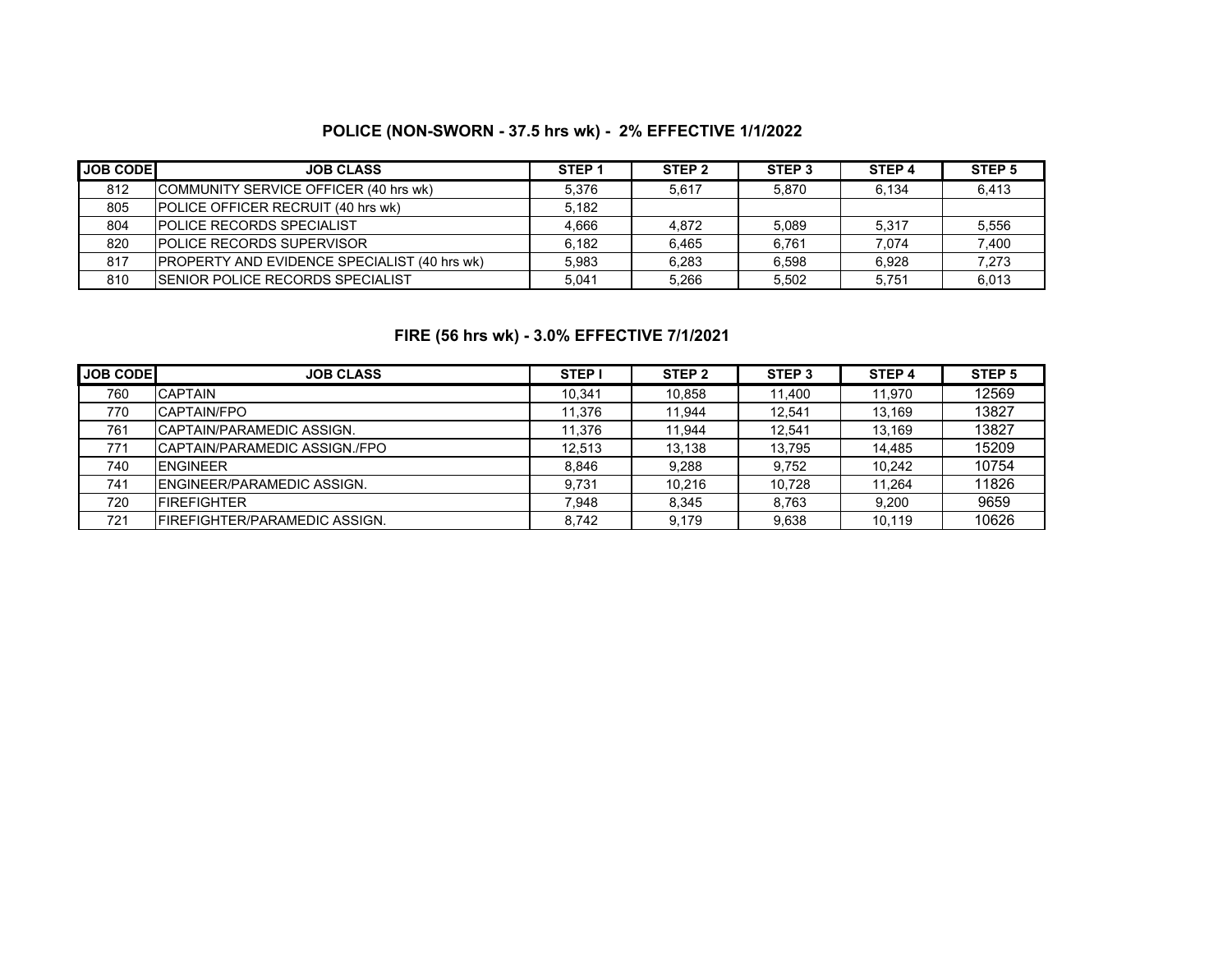## POLICE (NON-SWORN - 37.5 hrs wk) - 2% EFFECTIVE 1/1/2022

| JOB CODE | JOB CLASS | STEP 1 | STEP 2 | STEP 3 | STEP 4 | STEP 5 |
|---|---|---|---|---|---|---|
| 812 | COMMUNITY SERVICE OFFICER (40 hrs wk) | 5,376 | 5,617 | 5,870 | 6,134 | 6,413 |
| 805 | POLICE OFFICER RECRUIT (40 hrs wk) | 5,182 | | | | |
| 804 | POLICE RECORDS SPECIALIST | 4,666 | 4,872 | 5,089 | 5,317 | 5,556 |
| 820 | POLICE RECORDS SUPERVISOR | 6,182 | 6,465 | 6,761 | 7,074 | 7,400 |
| 817 | PROPERTY AND EVIDENCE SPECIALIST (40 hrs wk) | 5,983 | 6,283 | 6,598 | 6,928 | 7,273 |
| 810 | SENIOR POLICE RECORDS SPECIALIST | 5,041 | 5,266 | 5,502 | 5,751 | 6,013 |

## FIRE (56 hrs wk) - 3.0% EFFECTIVE 7/1/2021

| JOB CODE | JOB CLASS | STEP I | STEP 2 | STEP 3 | STEP 4 | STEP 5 |
|---|---|---|---|---|---|---|
| 760 | CAPTAIN | 10,341 | 10,858 | 11,400 | 11,970 | 12569 |
| 770 | CAPTAIN/FPO | 11,376 | 11,944 | 12,541 | 13,169 | 13827 |
| 761 | CAPTAIN/PARAMEDIC ASSIGN. | 11,376 | 11,944 | 12,541 | 13,169 | 13827 |
| 771 | CAPTAIN/PARAMEDIC ASSIGN./FPO | 12,513 | 13,138 | 13,795 | 14,485 | 15209 |
| 740 | ENGINEER | 8,846 | 9,288 | 9,752 | 10,242 | 10754 |
| 741 | ENGINEER/PARAMEDIC ASSIGN. | 9,731 | 10,216 | 10,728 | 11,264 | 11826 |
| 720 | FIREFIGHTER | 7,948 | 8,345 | 8,763 | 9,200 | 9659 |
| 721 | FIREFIGHTER/PARAMEDIC ASSIGN. | 8,742 | 9,179 | 9,638 | 10,119 | 10626 |